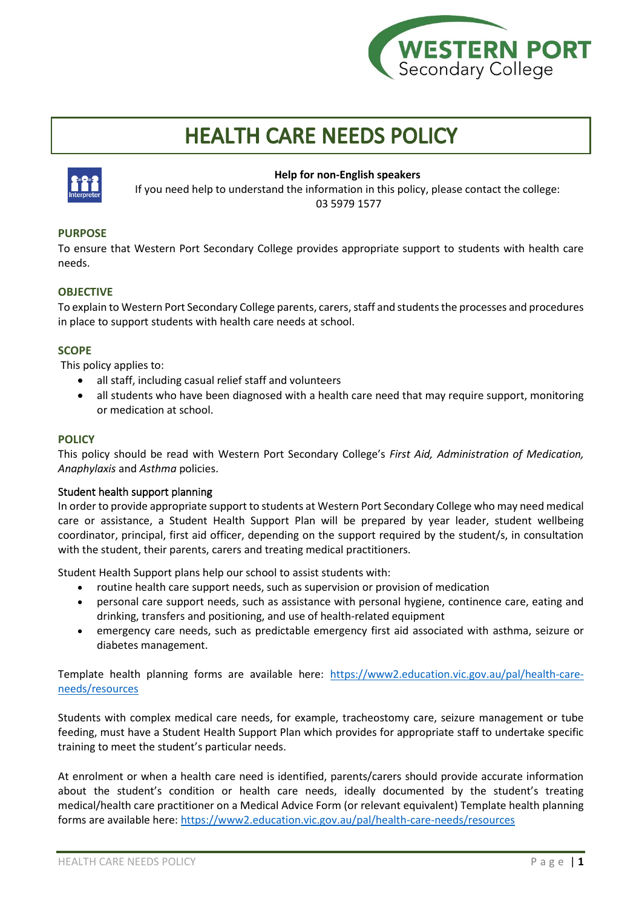# HEALTH CARE NEEDS POLICY

**Help for non-English speakers**

If you need help to understand the information in this policy, please contact the college: 03 5979 1577

## PURPOSE

To ensure that Western Port Secondary College provides appropriate support to students with health care needs.

## OBJECTIVE

To explain to Western Port Secondary College parents, carers, staff and students the processes and procedures in place to support students with health care needs at school.

## SCOPE

This policy applies to:

- all staff, including casual relief staff and volunteers
- all students who have been diagnosed with a health care need that may require support, monitoring or medication at school.

## POLICY

This policy should be read with Western Port Secondary College's *First Aid, Administration of Medication, Anaphylaxis* and *Asthma* policies.

### Student health support planning

In order to provide appropriate support to students at Western Port Secondary College who may need medical care or assistance, a Student Health Support Plan will be prepared by year leader, student wellbeing coordinator, principal, first aid officer, depending on the support required by the student/s, in consultation with the student, their parents, carers and treating medical practitioners.

Student Health Support plans help our school to assist students with:

- routine health care support needs, such as supervision or provision of medication
- personal care support needs, such as assistance with personal hygiene, continence care, eating and drinking, transfers and positioning, and use of health-related equipment
- emergency care needs, such as predictable emergency first aid associated with asthma, seizure or diabetes management.

Template health planning forms are available here: [https://www2.education.vic.gov.au/pal/health-care-needs/resources](https://www2.education.vic.gov.au/pal/health-care-needs/resources)

Students with complex medical care needs, for example, tracheostomy care, seizure management or tube feeding, must have a Student Health Support Plan which provides for appropriate staff to undertake specific training to meet the student's particular needs.

At enrolment or when a health care need is identified, parents/carers should provide accurate information about the student's condition or health care needs, ideally documented by the student's treating medical/health care practitioner on a Medical Advice Form (or relevant equivalent) Template health planning forms are available here: [https://www2.education.vic.gov.au/pal/health-care-needs/resources](https://www2.education.vic.gov.au/pal/health-care-needs/resources)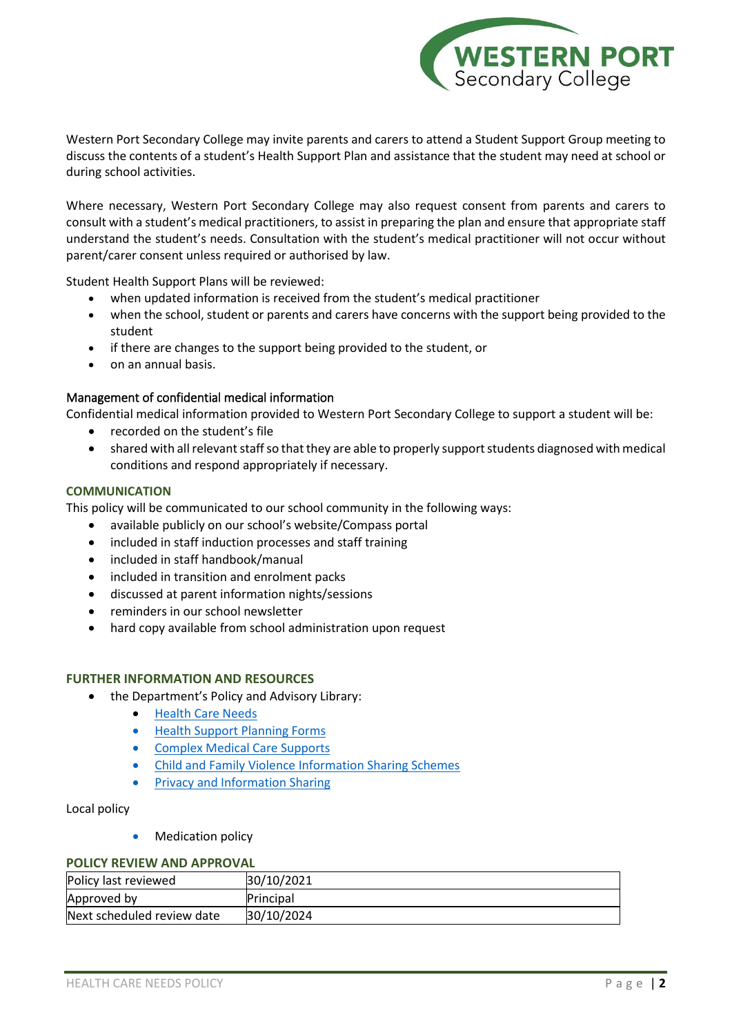Western Port Secondary College may invite parents and carers to attend a Student Support Group meeting to discuss the contents of a student's Health Support Plan and assistance that the student may need at school or during school activities.

Where necessary, Western Port Secondary College may also request consent from parents and carers to consult with a student's medical practitioners, to assist in preparing the plan and ensure that appropriate staff understand the student's needs. Consultation with the student's medical practitioner will not occur without parent/carer consent unless required or authorised by law.

Student Health Support Plans will be reviewed:

- when updated information is received from the student's medical practitioner
- when the school, student or parents and carers have concerns with the support being provided to the student
- if there are changes to the support being provided to the student, or
- on an annual basis.

### Management of confidential medical information

Confidential medical information provided to Western Port Secondary College to support a student will be:

- recorded on the student's file
- shared with all relevant staff so that they are able to properly support students diagnosed with medical conditions and respond appropriately if necessary.

## COMMUNICATION

This policy will be communicated to our school community in the following ways:

- available publicly on our school's website/Compass portal
- included in staff induction processes and staff training
- included in staff handbook/manual
- included in transition and enrolment packs
- discussed at parent information nights/sessions
- reminders in our school newsletter
- hard copy available from school administration upon request

## FURTHER INFORMATION AND RESOURCES

- the Department's Policy and Advisory Library:
    - Health Care Needs
    - Health Support Planning Forms
    - Complex Medical Care Supports
    - Child and Family Violence Information Sharing Schemes
    - Privacy and Information Sharing

Local policy

- Medication policy

## POLICY REVIEW AND APPROVAL

| Policy last reviewed | 30/10/2021 |
|---|---|
| Approved by | Principal |
| Next scheduled review date | 30/10/2024 |